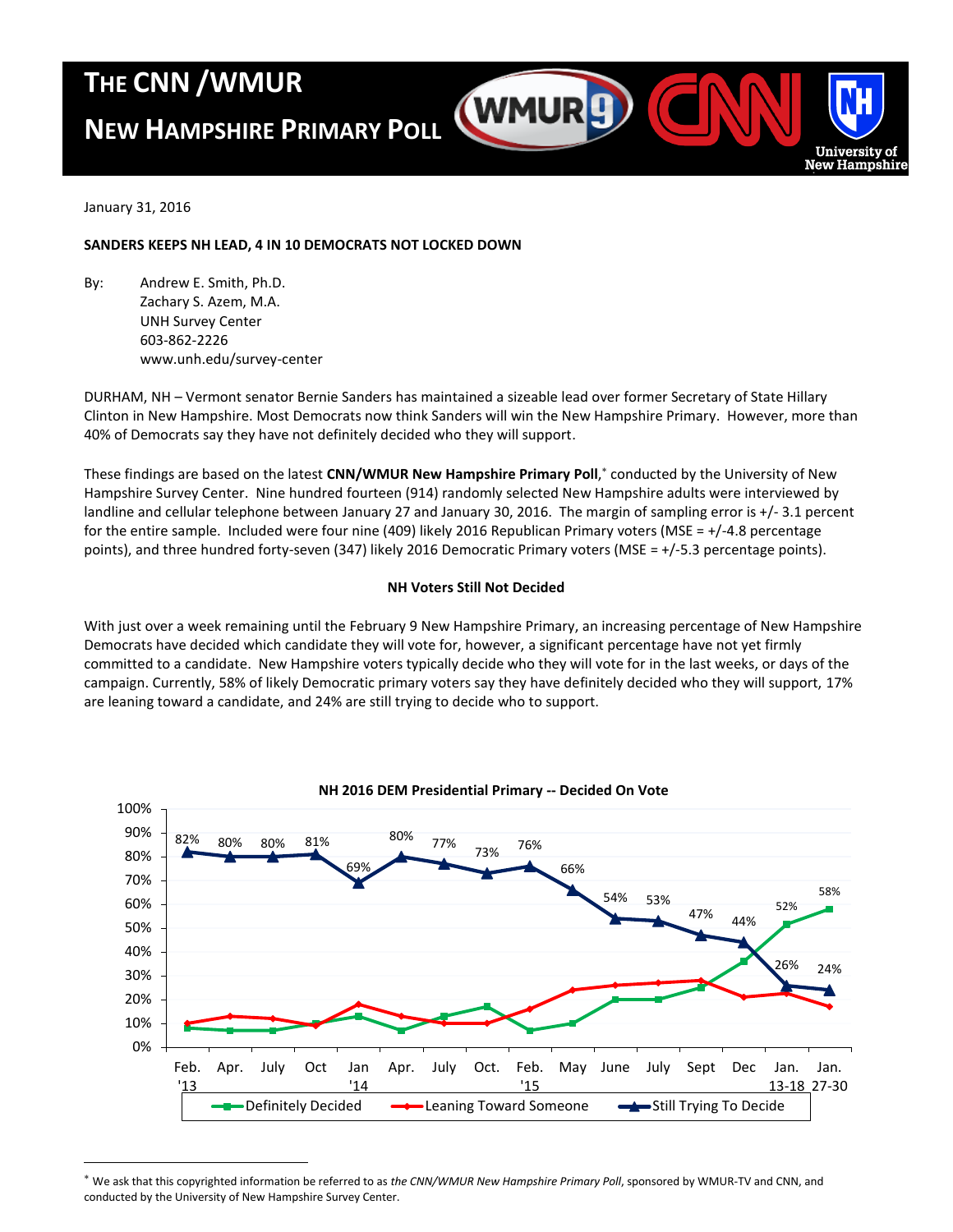# THE CNN /WMUR NEW HAMPSHIRE PRIMARY POLL

January 31, 2016

**SANDERS KEEPS NH LEAD, 4 IN 10 DEMOCRATS NOT LOCKED DOWN**

By: Andrew E. Smith, Ph.D.
Zachary S. Azem, M.A.
UNH Survey Center
603-862-2226
www.unh.edu/survey-center

DURHAM, NH – Vermont senator Bernie Sanders has maintained a sizeable lead over former Secretary of State Hillary Clinton in New Hampshire. Most Democrats now think Sanders will win the New Hampshire Primary. However, more than 40% of Democrats say they have not definitely decided who they will support.

These findings are based on the latest **CNN/WMUR New Hampshire Primary Poll**,* conducted by the University of New Hampshire Survey Center. Nine hundred fourteen (914) randomly selected New Hampshire adults were interviewed by landline and cellular telephone between January 27 and January 30, 2016. The margin of sampling error is +/- 3.1 percent for the entire sample. Included were four nine (409) likely 2016 Republican Primary voters (MSE = +/-4.8 percentage points), and three hundred forty-seven (347) likely 2016 Democratic Primary voters (MSE = +/-5.3 percentage points).

### NH Voters Still Not Decided

With just over a week remaining until the February 9 New Hampshire Primary, an increasing percentage of New Hampshire Democrats have decided which candidate they will vote for, however, a significant percentage have not yet firmly committed to a candidate. New Hampshire voters typically decide who they will vote for in the last weeks, or days of the campaign. Currently, 58% of likely Democratic primary voters say they have definitely decided who they will support, 17% are leaning toward a candidate, and 24% are still trying to decide who to support.

**NH 2016 DEM Presidential Primary -- Decided On Vote**

| | Feb. '13 | Apr. | July | Oct | Jan '14 | Apr. | July | Oct. | Feb. '15 | May | June | July | Sept | Dec | Jan. 13-18 | Jan. 27-30 |
|---|---|---|---|---|---|---|---|---|---|---|---|---|---|---|---|---|
| Still Trying To Decide | 82% | 80% | 80% | 81% | 69% | 80% | 77% | 73% | 76% | 66% | 54% | 53% | 47% | 44% | 26% | 24% |
| Definitely Decided | | | | | | | | | | | | | | | 52% | 58% |

\* We ask that this copyrighted information be referred to as *the CNN/WMUR New Hampshire Primary Poll*, sponsored by WMUR-TV and CNN, and conducted by the University of New Hampshire Survey Center.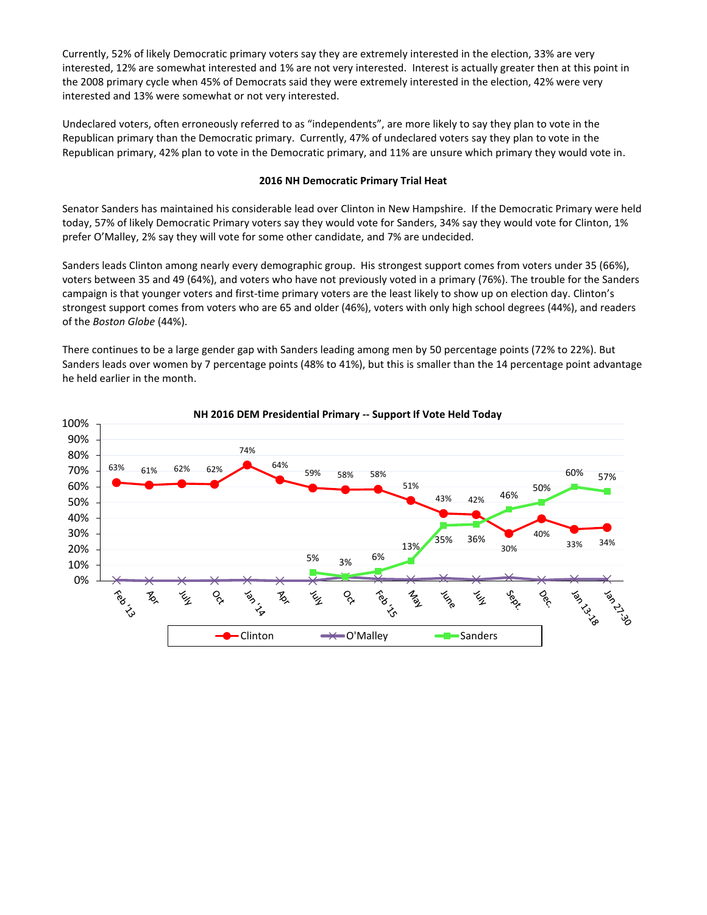Currently, 52% of likely Democratic primary voters say they are extremely interested in the election, 33% are very interested, 12% are somewhat interested and 1% are not very interested. Interest is actually greater then at this point in the 2008 primary cycle when 45% of Democrats said they were extremely interested in the election, 42% were very interested and 13% were somewhat or not very interested.

Undeclared voters, often erroneously referred to as "independents", are more likely to say they plan to vote in the Republican primary than the Democratic primary. Currently, 47% of undeclared voters say they plan to vote in the Republican primary, 42% plan to vote in the Democratic primary, and 11% are unsure which primary they would vote in.

**2016 NH Democratic Primary Trial Heat**

Senator Sanders has maintained his considerable lead over Clinton in New Hampshire. If the Democratic Primary were held today, 57% of likely Democratic Primary voters say they would vote for Sanders, 34% say they would vote for Clinton, 1% prefer O'Malley, 2% say they will vote for some other candidate, and 7% are undecided.

Sanders leads Clinton among nearly every demographic group. His strongest support comes from voters under 35 (66%), voters between 35 and 49 (64%), and voters who have not previously voted in a primary (76%). The trouble for the Sanders campaign is that younger voters and first-time primary voters are the least likely to show up on election day. Clinton's strongest support comes from voters who are 65 and older (46%), voters with only high school degrees (44%), and readers of the *Boston Globe* (44%).

There continues to be a large gender gap with Sanders leading among men by 50 percentage points (72% to 22%). But Sanders leads over women by 7 percentage points (48% to 41%), but this is smaller than the 14 percentage point advantage he held earlier in the month.

**NH 2016 DEM Presidential Primary -- Support If Vote Held Today**

| | Feb '13 | Apr | July | Oct | Jan '14 | Apr | July | Oct | Feb '15 | May | June | July | Sept. | Dec. | Jan 13-18 | Jan 27-30 |
|---|---|---|---|---|---|---|---|---|---|---|---|---|---|---|---|---|
| Clinton | 63% | 61% | 62% | 62% | 74% | 64% | 59% | 58% | 58% | 51% | 43% | 42% | 30% | 40% | 33% | 34% |
| Sanders | | | | | | | 5% | 3% | 6% | 13% | 35% | 36% | 46% | 50% | 60% | 57% |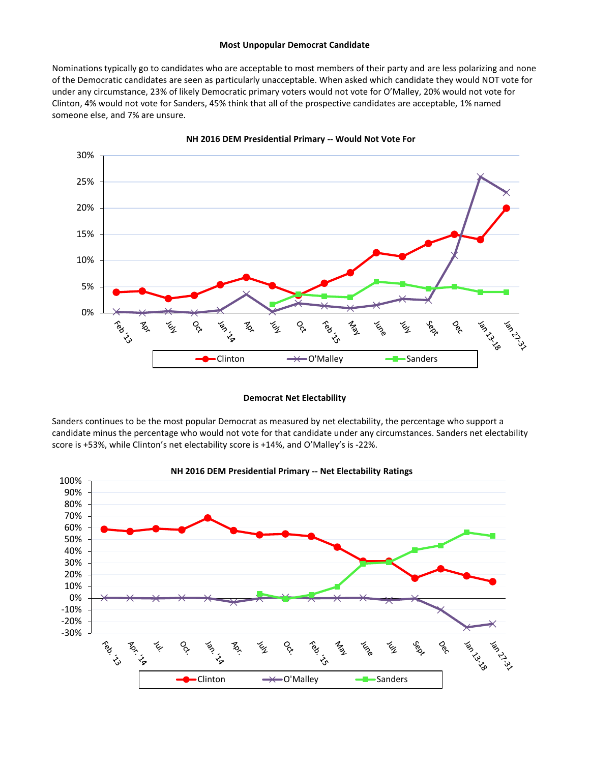**Most Unpopular Democrat Candidate**

Nominations typically go to candidates who are acceptable to most members of their party and are less polarizing and none of the Democratic candidates are seen as particularly unacceptable. When asked which candidate they would NOT vote for under any circumstance, 23% of likely Democratic primary voters would not vote for O'Malley, 20% would not vote for Clinton, 4% would not vote for Sanders, 45% think that all of the prospective candidates are acceptable, 1% named someone else, and 7% are unsure.

**NH 2016 DEM Presidential Primary -- Would Not Vote For**

**Democrat Net Electability**

Sanders continues to be the most popular Democrat as measured by net electability, the percentage who support a candidate minus the percentage who would not vote for that candidate under any circumstances. Sanders net electability score is +53%, while Clinton's net electability score is +14%, and O'Malley's is -22%.

**NH 2016 DEM Presidential Primary -- Net Electability Ratings**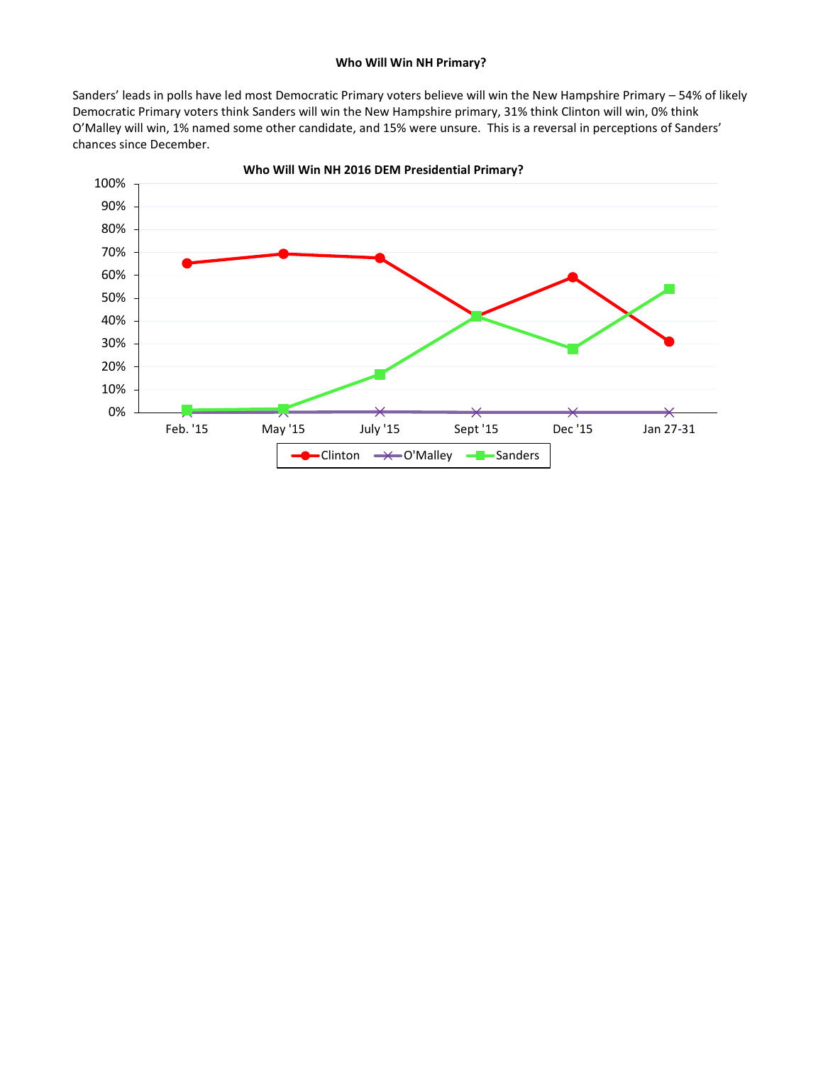**Who Will Win NH Primary?**

Sanders' leads in polls have led most Democratic Primary voters believe will win the New Hampshire Primary – 54% of likely Democratic Primary voters think Sanders will win the New Hampshire primary, 31% think Clinton will win, 0% think O'Malley will win, 1% named some other candidate, and 15% were unsure. This is a reversal in perceptions of Sanders' chances since December.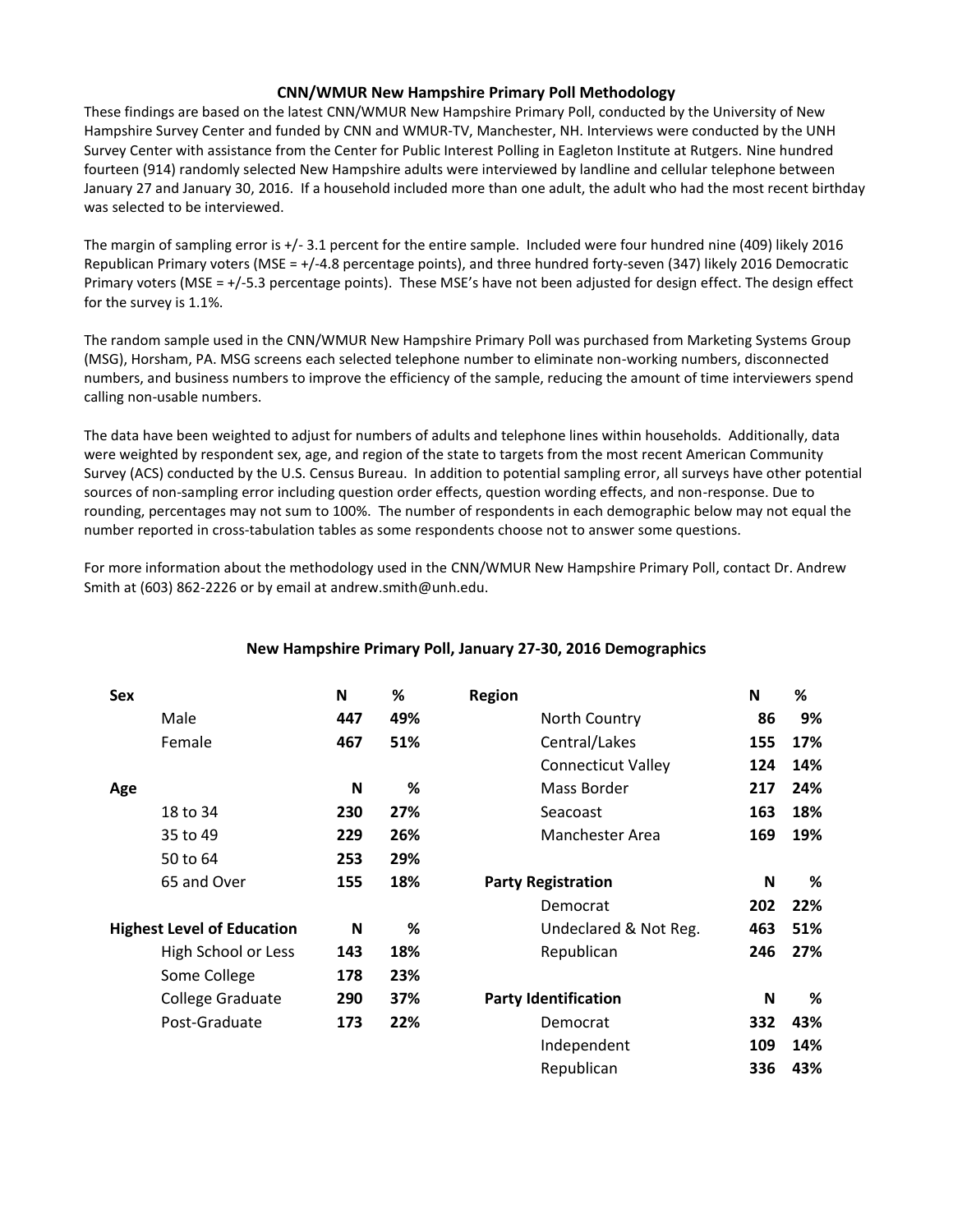## CNN/WMUR New Hampshire Primary Poll Methodology

These findings are based on the latest CNN/WMUR New Hampshire Primary Poll, conducted by the University of New Hampshire Survey Center and funded by CNN and WMUR-TV, Manchester, NH. Interviews were conducted by the UNH Survey Center with assistance from the Center for Public Interest Polling in Eagleton Institute at Rutgers. Nine hundred fourteen (914) randomly selected New Hampshire adults were interviewed by landline and cellular telephone between January 27 and January 30, 2016. If a household included more than one adult, the adult who had the most recent birthday was selected to be interviewed.

The margin of sampling error is +/- 3.1 percent for the entire sample. Included were four hundred nine (409) likely 2016 Republican Primary voters (MSE = +/-4.8 percentage points), and three hundred forty-seven (347) likely 2016 Democratic Primary voters (MSE = +/-5.3 percentage points). These MSE's have not been adjusted for design effect. The design effect for the survey is 1.1%.

The random sample used in the CNN/WMUR New Hampshire Primary Poll was purchased from Marketing Systems Group (MSG), Horsham, PA. MSG screens each selected telephone number to eliminate non-working numbers, disconnected numbers, and business numbers to improve the efficiency of the sample, reducing the amount of time interviewers spend calling non-usable numbers.

The data have been weighted to adjust for numbers of adults and telephone lines within households. Additionally, data were weighted by respondent sex, age, and region of the state to targets from the most recent American Community Survey (ACS) conducted by the U.S. Census Bureau. In addition to potential sampling error, all surveys have other potential sources of non-sampling error including question order effects, question wording effects, and non-response. Due to rounding, percentages may not sum to 100%. The number of respondents in each demographic below may not equal the number reported in cross-tabulation tables as some respondents choose not to answer some questions.

For more information about the methodology used in the CNN/WMUR New Hampshire Primary Poll, contact Dr. Andrew Smith at (603) 862-2226 or by email at andrew.smith@unh.edu.

### New Hampshire Primary Poll, January 27-30, 2016 Demographics

| **Sex** | **N** | **%** |
|---|---|---|
| Male | **447** | **49%** |
| Female | **467** | **51%** |

| **Age** | **N** | **%** |
|---|---|---|
| 18 to 34 | **230** | **27%** |
| 35 to 49 | **229** | **26%** |
| 50 to 64 | **253** | **29%** |
| 65 and Over | **155** | **18%** |

| **Highest Level of Education** | **N** | **%** |
|---|---|---|
| High School or Less | **143** | **18%** |
| Some College | **178** | **23%** |
| College Graduate | **290** | **37%** |
| Post-Graduate | **173** | **22%** |

| **Region** | **N** | **%** |
|---|---|---|
| North Country | **86** | **9%** |
| Central/Lakes | **155** | **17%** |
| Connecticut Valley | **124** | **14%** |
| Mass Border | **217** | **24%** |
| Seacoast | **163** | **18%** |
| Manchester Area | **169** | **19%** |

| **Party Registration** | **N** | **%** |
|---|---|---|
| Democrat | **202** | **22%** |
| Undeclared & Not Reg. | **463** | **51%** |
| Republican | **246** | **27%** |

| **Party Identification** | **N** | **%** |
|---|---|---|
| Democrat | **332** | **43%** |
| Independent | **109** | **14%** |
| Republican | **336** | **43%** |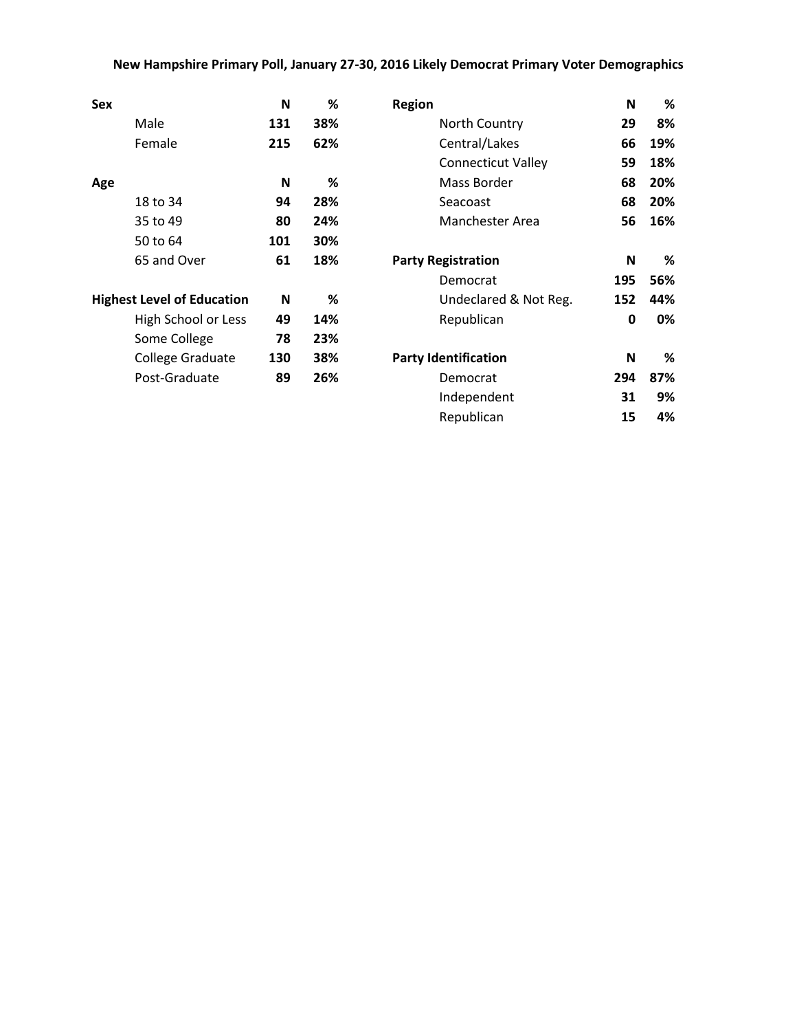**New Hampshire Primary Poll, January 27-30, 2016 Likely Democrat Primary Voter Demographics**

| **Sex** | **N** | **%** |
|---|---|---|
| Male | **131** | **38%** |
| Female | **215** | **62%** |

| **Age** | **N** | **%** |
|---|---|---|
| 18 to 34 | **94** | **28%** |
| 35 to 49 | **80** | **24%** |
| 50 to 64 | **101** | **30%** |
| 65 and Over | **61** | **18%** |

| **Highest Level of Education** | **N** | **%** |
|---|---|---|
| High School or Less | **49** | **14%** |
| Some College | **78** | **23%** |
| College Graduate | **130** | **38%** |
| Post-Graduate | **89** | **26%** |

| **Region** | **N** | **%** |
|---|---|---|
| North Country | **29** | **8%** |
| Central/Lakes | **66** | **19%** |
| Connecticut Valley | **59** | **18%** |
| Mass Border | **68** | **20%** |
| Seacoast | **68** | **20%** |
| Manchester Area | **56** | **16%** |

| **Party Registration** | **N** | **%** |
|---|---|---|
| Democrat | **195** | **56%** |
| Undeclared & Not Reg. | **152** | **44%** |
| Republican | **0** | **0%** |

| **Party Identification** | **N** | **%** |
|---|---|---|
| Democrat | **294** | **87%** |
| Independent | **31** | **9%** |
| Republican | **15** | **4%** |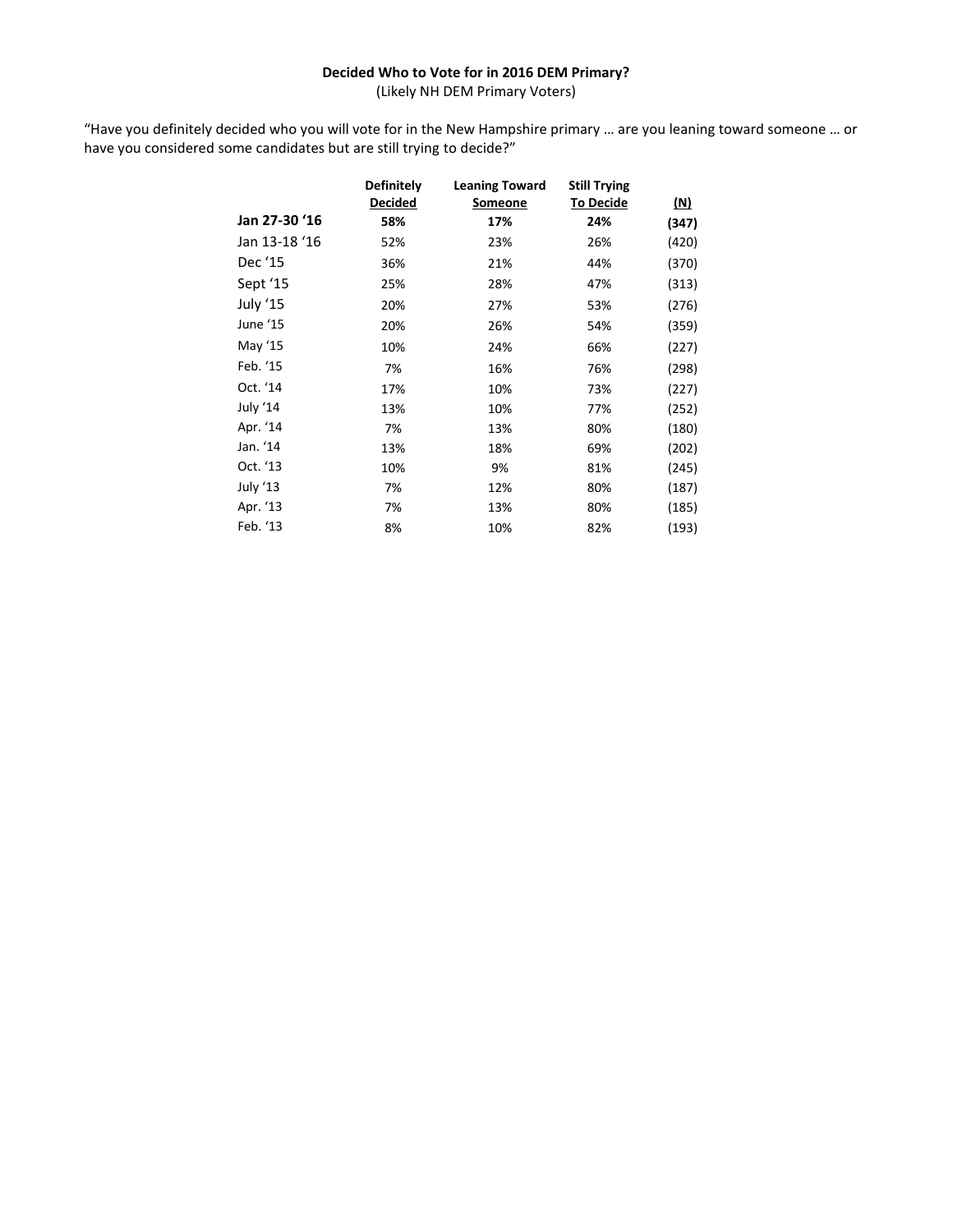**Decided Who to Vote for in 2016 DEM Primary?**
(Likely NH DEM Primary Voters)

"Have you definitely decided who you will vote for in the New Hampshire primary … are you leaning toward someone … or have you considered some candidates but are still trying to decide?"

| | Definitely Decided | Leaning Toward Someone | Still Trying To Decide | (N) |
|---|---|---|---|---|
| **Jan 27-30 '16** | **58%** | **17%** | **24%** | **(347)** |
| Jan 13-18 '16 | 52% | 23% | 26% | (420) |
| Dec '15 | 36% | 21% | 44% | (370) |
| Sept '15 | 25% | 28% | 47% | (313) |
| July '15 | 20% | 27% | 53% | (276) |
| June '15 | 20% | 26% | 54% | (359) |
| May '15 | 10% | 24% | 66% | (227) |
| Feb. '15 | 7% | 16% | 76% | (298) |
| Oct. '14 | 17% | 10% | 73% | (227) |
| July '14 | 13% | 10% | 77% | (252) |
| Apr. '14 | 7% | 13% | 80% | (180) |
| Jan. '14 | 13% | 18% | 69% | (202) |
| Oct. '13 | 10% | 9% | 81% | (245) |
| July '13 | 7% | 12% | 80% | (187) |
| Apr. '13 | 7% | 13% | 80% | (185) |
| Feb. '13 | 8% | 10% | 82% | (193) |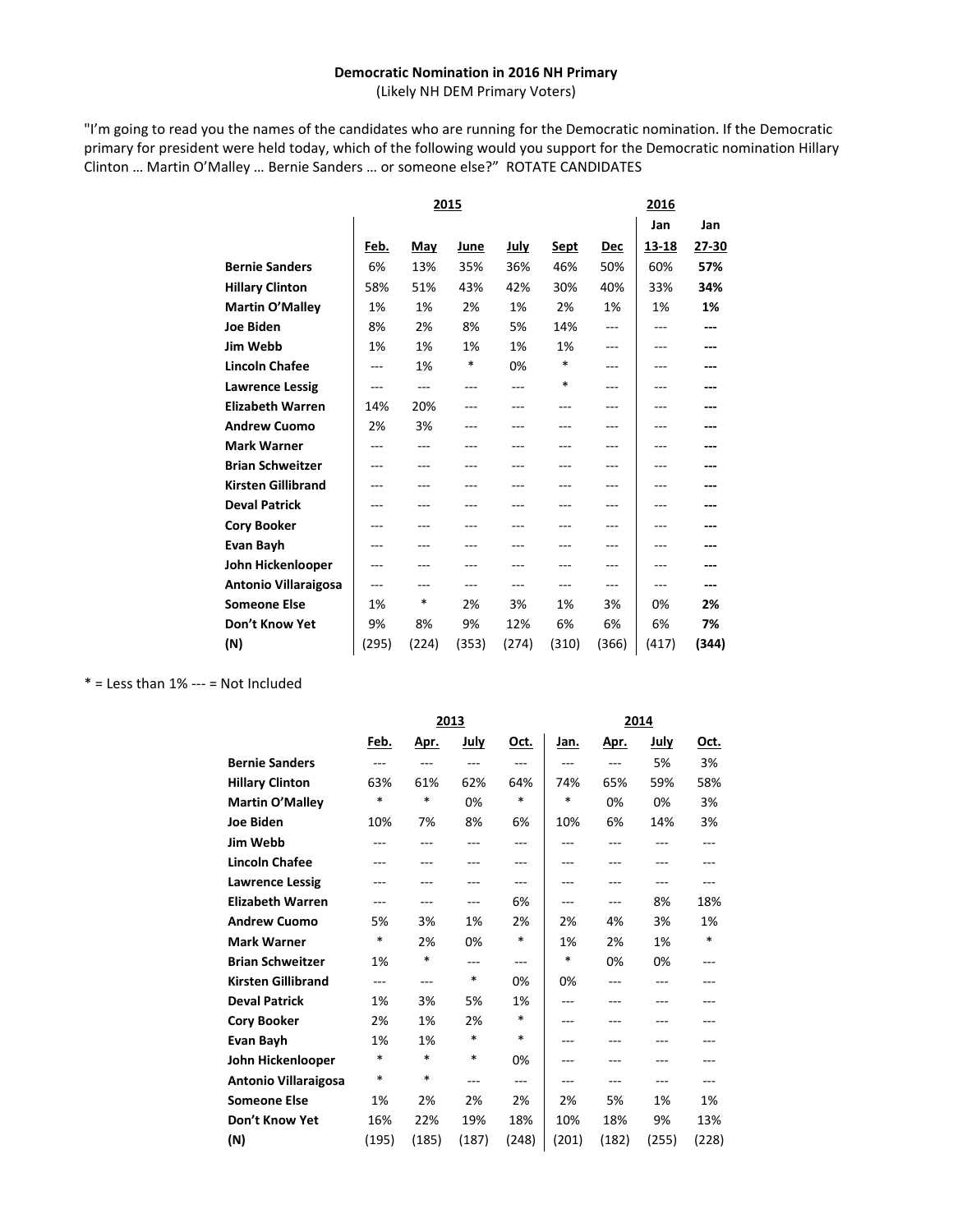**Democratic Nomination in 2016 NH Primary**
(Likely NH DEM Primary Voters)

"I'm going to read you the names of the candidates who are running for the Democratic nomination. If the Democratic primary for president were held today, which of the following would you support for the Democratic nomination Hillary Clinton … Martin O'Malley … Bernie Sanders … or someone else?" ROTATE CANDIDATES

| | 2015 | | | | | | 2016 | |
|---|---|---|---|---|---|---|---|---|
| | | | | | | | Jan | Jan |
| | Feb. | May | June | July | Sept | Dec | 13-18 | 27-30 |
| **Bernie Sanders** | 6% | 13% | 35% | 36% | 46% | 50% | 60% | **57%** |
| **Hillary Clinton** | 58% | 51% | 43% | 42% | 30% | 40% | 33% | **34%** |
| **Martin O'Malley** | 1% | 1% | 2% | 1% | 2% | 1% | 1% | **1%** |
| **Joe Biden** | 8% | 2% | 8% | 5% | 14% | --- | --- | **---** |
| **Jim Webb** | 1% | 1% | 1% | 1% | 1% | --- | --- | **---** |
| **Lincoln Chafee** | --- | 1% | * | 0% | * | --- | --- | **---** |
| **Lawrence Lessig** | --- | --- | --- | --- | * | --- | --- | **---** |
| **Elizabeth Warren** | 14% | 20% | --- | --- | --- | --- | --- | **---** |
| **Andrew Cuomo** | 2% | 3% | --- | --- | --- | --- | --- | **---** |
| **Mark Warner** | --- | --- | --- | --- | --- | --- | --- | **---** |
| **Brian Schweitzer** | --- | --- | --- | --- | --- | --- | --- | **---** |
| **Kirsten Gillibrand** | --- | --- | --- | --- | --- | --- | --- | **---** |
| **Deval Patrick** | --- | --- | --- | --- | --- | --- | --- | **---** |
| **Cory Booker** | --- | --- | --- | --- | --- | --- | --- | **---** |
| **Evan Bayh** | --- | --- | --- | --- | --- | --- | --- | **---** |
| **John Hickenlooper** | --- | --- | --- | --- | --- | --- | --- | **---** |
| **Antonio Villaraigosa** | --- | --- | --- | --- | --- | --- | --- | **---** |
| **Someone Else** | 1% | * | 2% | 3% | 1% | 3% | 0% | **2%** |
| **Don't Know Yet** | 9% | 8% | 9% | 12% | 6% | 6% | 6% | **7%** |
| **(N)** | (295) | (224) | (353) | (274) | (310) | (366) | (417) | **(344)** |

* = Less than 1% --- = Not Included

| | 2013 | | | | 2014 | | | |
|---|---|---|---|---|---|---|---|---|
| | Feb. | Apr. | July | Oct. | Jan. | Apr. | July | Oct. |
| **Bernie Sanders** | --- | --- | --- | --- | --- | --- | 5% | 3% |
| **Hillary Clinton** | 63% | 61% | 62% | 64% | 74% | 65% | 59% | 58% |
| **Martin O'Malley** | * | * | 0% | * | * | 0% | 0% | 3% |
| **Joe Biden** | 10% | 7% | 8% | 6% | 10% | 6% | 14% | 3% |
| **Jim Webb** | --- | --- | --- | --- | --- | --- | --- | --- |
| **Lincoln Chafee** | --- | --- | --- | --- | --- | --- | --- | --- |
| **Lawrence Lessig** | --- | --- | --- | --- | --- | --- | --- | --- |
| **Elizabeth Warren** | --- | --- | --- | 6% | --- | --- | 8% | 18% |
| **Andrew Cuomo** | 5% | 3% | 1% | 2% | 2% | 4% | 3% | 1% |
| **Mark Warner** | * | 2% | 0% | * | 1% | 2% | 1% | * |
| **Brian Schweitzer** | 1% | * | --- | --- | * | 0% | 0% | --- |
| **Kirsten Gillibrand** | --- | --- | * | 0% | 0% | --- | --- | --- |
| **Deval Patrick** | 1% | 3% | 5% | 1% | --- | --- | --- | --- |
| **Cory Booker** | 2% | 1% | 2% | * | --- | --- | --- | --- |
| **Evan Bayh** | 1% | 1% | * | * | --- | --- | --- | --- |
| **John Hickenlooper** | * | * | * | 0% | --- | --- | --- | --- |
| **Antonio Villaraigosa** | * | * | --- | --- | --- | --- | --- | --- |
| **Someone Else** | 1% | 2% | 2% | 2% | 2% | 5% | 1% | 1% |
| **Don't Know Yet** | 16% | 22% | 19% | 18% | 10% | 18% | 9% | 13% |
| **(N)** | (195) | (185) | (187) | (248) | (201) | (182) | (255) | (228) |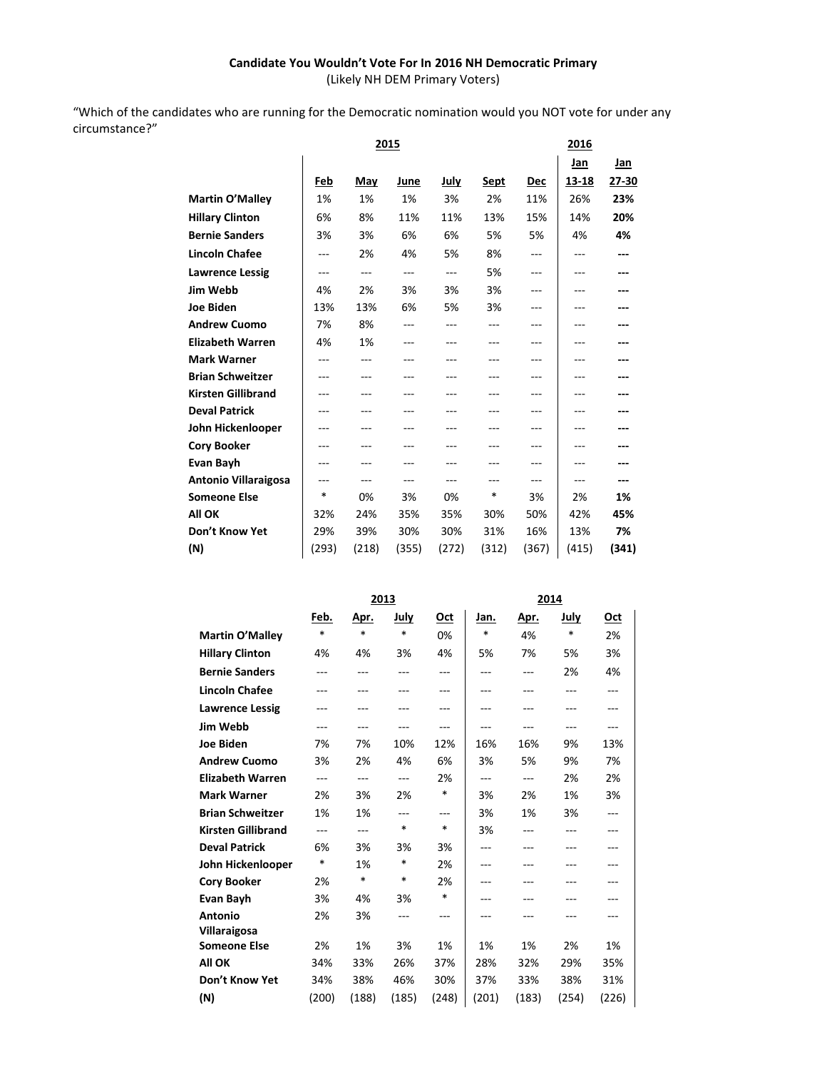**Candidate You Wouldn't Vote For In 2016 NH Democratic Primary**
(Likely NH DEM Primary Voters)

"Which of the candidates who are running for the Democratic nomination would you NOT vote for under any circumstance?"

| | 2015 | | | | | | 2016 | |
|---|---|---|---|---|---|---|---|---|
| | Feb | May | June | July | Sept | Dec | Jan 13-18 | Jan 27-30 |
| **Martin O'Malley** | 1% | 1% | 1% | 3% | 2% | 11% | 26% | **23%** |
| **Hillary Clinton** | 6% | 8% | 11% | 11% | 13% | 15% | 14% | **20%** |
| **Bernie Sanders** | 3% | 3% | 6% | 6% | 5% | 5% | 4% | **4%** |
| **Lincoln Chafee** | --- | 2% | 4% | 5% | 8% | --- | --- | **---** |
| **Lawrence Lessig** | --- | --- | --- | --- | 5% | --- | --- | **---** |
| **Jim Webb** | 4% | 2% | 3% | 3% | 3% | --- | --- | **---** |
| **Joe Biden** | 13% | 13% | 6% | 5% | 3% | --- | --- | **---** |
| **Andrew Cuomo** | 7% | 8% | --- | --- | --- | --- | --- | **---** |
| **Elizabeth Warren** | 4% | 1% | --- | --- | --- | --- | --- | **---** |
| **Mark Warner** | --- | --- | --- | --- | --- | --- | --- | **---** |
| **Brian Schweitzer** | --- | --- | --- | --- | --- | --- | --- | **---** |
| **Kirsten Gillibrand** | --- | --- | --- | --- | --- | --- | --- | **---** |
| **Deval Patrick** | --- | --- | --- | --- | --- | --- | --- | **---** |
| **John Hickenlooper** | --- | --- | --- | --- | --- | --- | --- | **---** |
| **Cory Booker** | --- | --- | --- | --- | --- | --- | --- | **---** |
| **Evan Bayh** | --- | --- | --- | --- | --- | --- | --- | **---** |
| **Antonio Villaraigosa** | --- | --- | --- | --- | --- | --- | --- | **---** |
| **Someone Else** | * | 0% | 3% | 0% | * | 3% | 2% | **1%** |
| **All OK** | 32% | 24% | 35% | 35% | 30% | 50% | 42% | **45%** |
| **Don't Know Yet** | 29% | 39% | 30% | 30% | 31% | 16% | 13% | **7%** |
| **(N)** | (293) | (218) | (355) | (272) | (312) | (367) | (415) | **(341)** |

| | 2013 | | | | 2014 | | | |
|---|---|---|---|---|---|---|---|---|
| | Feb. | Apr. | July | Oct | Jan. | Apr. | July | Oct |
| **Martin O'Malley** | * | * | * | 0% | * | 4% | * | 2% |
| **Hillary Clinton** | 4% | 4% | 3% | 4% | 5% | 7% | 5% | 3% |
| **Bernie Sanders** | --- | --- | --- | --- | --- | --- | 2% | 4% |
| **Lincoln Chafee** | --- | --- | --- | --- | --- | --- | --- | --- |
| **Lawrence Lessig** | --- | --- | --- | --- | --- | --- | --- | --- |
| **Jim Webb** | --- | --- | --- | --- | --- | --- | --- | --- |
| **Joe Biden** | 7% | 7% | 10% | 12% | 16% | 16% | 9% | 13% |
| **Andrew Cuomo** | 3% | 2% | 4% | 6% | 3% | 5% | 9% | 7% |
| **Elizabeth Warren** | --- | --- | --- | 2% | --- | --- | 2% | 2% |
| **Mark Warner** | 2% | 3% | 2% | * | 3% | 2% | 1% | 3% |
| **Brian Schweitzer** | 1% | 1% | --- | --- | 3% | 1% | 3% | --- |
| **Kirsten Gillibrand** | --- | --- | * | * | 3% | --- | --- | --- |
| **Deval Patrick** | 6% | 3% | 3% | 3% | --- | --- | --- | --- |
| **John Hickenlooper** | * | 1% | * | 2% | --- | --- | --- | --- |
| **Cory Booker** | 2% | * | * | 2% | --- | --- | --- | --- |
| **Evan Bayh** | 3% | 4% | 3% | * | --- | --- | --- | --- |
| **Antonio Villaraigosa** | 2% | 3% | --- | --- | --- | --- | --- | --- |
| **Someone Else** | 2% | 1% | 3% | 1% | 1% | 1% | 2% | 1% |
| **All OK** | 34% | 33% | 26% | 37% | 28% | 32% | 29% | 35% |
| **Don't Know Yet** | 34% | 38% | 46% | 30% | 37% | 33% | 38% | 31% |
| **(N)** | (200) | (188) | (185) | (248) | (201) | (183) | (254) | (226) |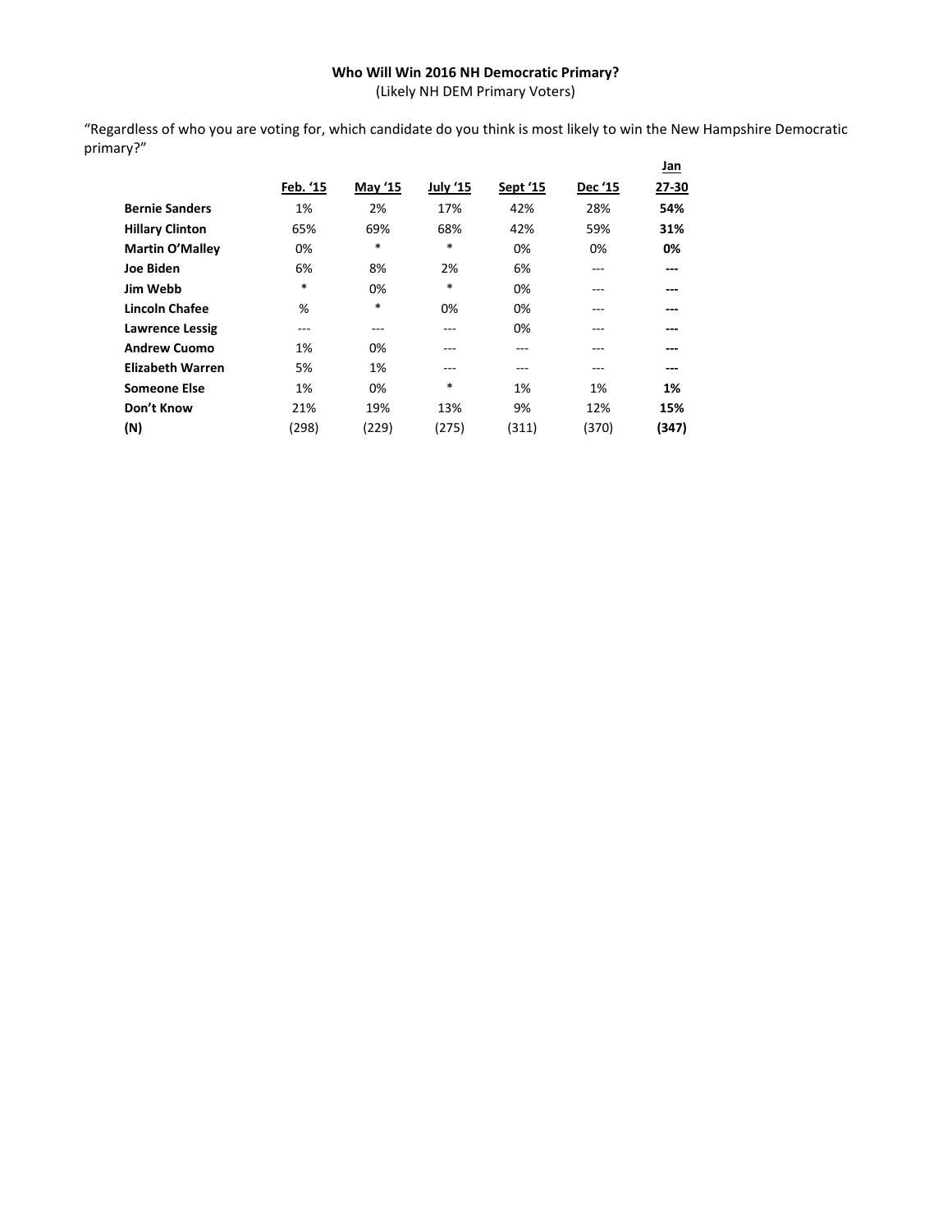**Who Will Win 2016 NH Democratic Primary?**
(Likely NH DEM Primary Voters)

"Regardless of who you are voting for, which candidate do you think is most likely to win the New Hampshire Democratic primary?"

| | Feb. '15 | May '15 | July '15 | Sept '15 | Dec '15 | Jan 27-30 |
|---|---|---|---|---|---|---|
| **Bernie Sanders** | 1% | 2% | 17% | 42% | 28% | **54%** |
| **Hillary Clinton** | 65% | 69% | 68% | 42% | 59% | **31%** |
| **Martin O'Malley** | 0% | * | * | 0% | 0% | **0%** |
| **Joe Biden** | 6% | 8% | 2% | 6% | --- | **---** |
| **Jim Webb** | * | 0% | * | 0% | --- | **---** |
| **Lincoln Chafee** | % | * | 0% | 0% | --- | **---** |
| **Lawrence Lessig** | --- | --- | --- | 0% | --- | **---** |
| **Andrew Cuomo** | 1% | 0% | --- | --- | --- | **---** |
| **Elizabeth Warren** | 5% | 1% | --- | --- | --- | **---** |
| **Someone Else** | 1% | 0% | * | 1% | 1% | **1%** |
| **Don't Know** | 21% | 19% | 13% | 9% | 12% | **15%** |
| **(N)** | (298) | (229) | (275) | (311) | (370) | **(347)** |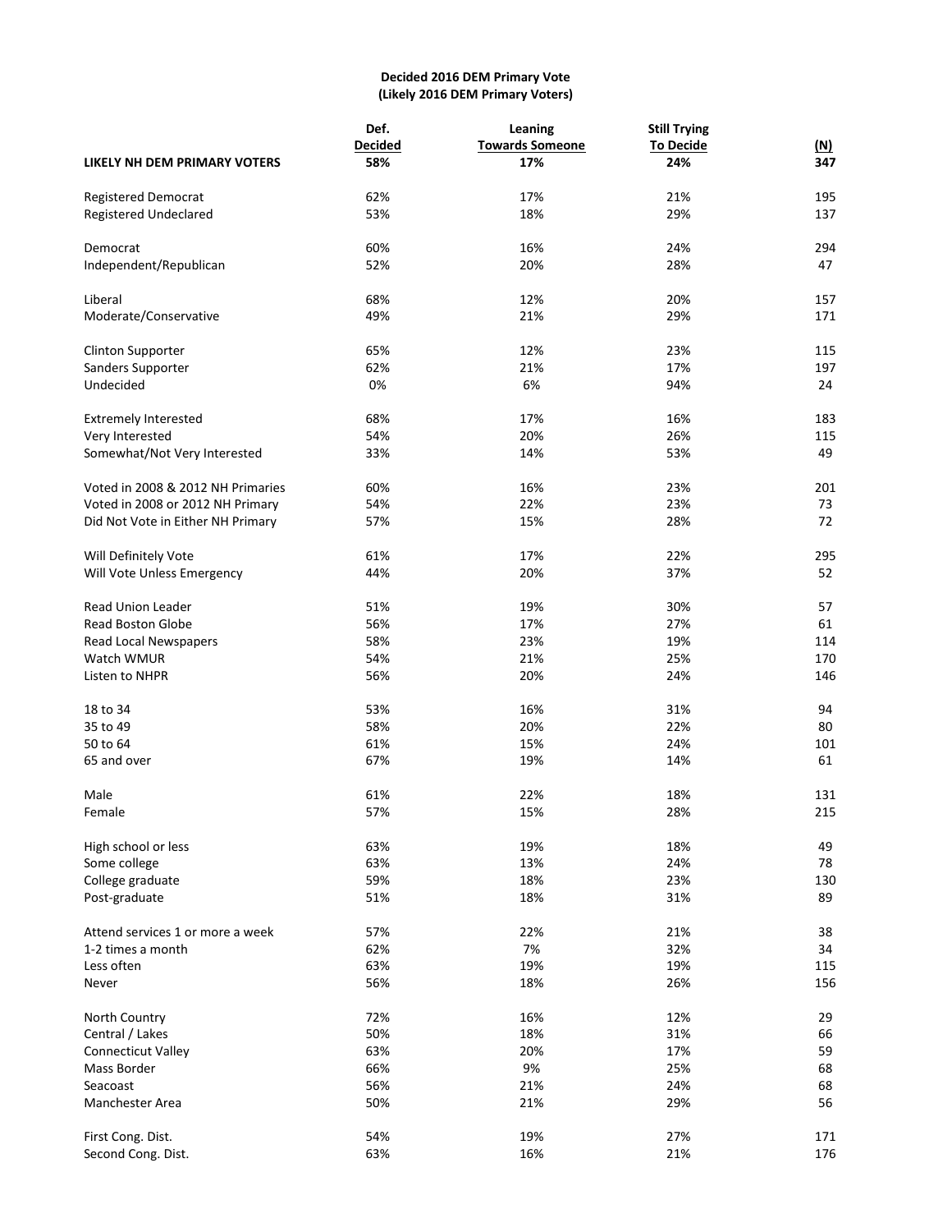**Decided 2016 DEM Primary Vote**
**(Likely 2016 DEM Primary Voters)**

| | Def. Decided | Leaning Towards Someone | Still Trying To Decide | (N) |
|---|---|---|---|---|
| **LIKELY NH DEM PRIMARY VOTERS** | **58%** | **17%** | **24%** | **347** |
| | | | | |
| Registered Democrat | 62% | 17% | 21% | 195 |
| Registered Undeclared | 53% | 18% | 29% | 137 |
| | | | | |
| Democrat | 60% | 16% | 24% | 294 |
| Independent/Republican | 52% | 20% | 28% | 47 |
| | | | | |
| Liberal | 68% | 12% | 20% | 157 |
| Moderate/Conservative | 49% | 21% | 29% | 171 |
| | | | | |
| Clinton Supporter | 65% | 12% | 23% | 115 |
| Sanders Supporter | 62% | 21% | 17% | 197 |
| Undecided | 0% | 6% | 94% | 24 |
| | | | | |
| Extremely Interested | 68% | 17% | 16% | 183 |
| Very Interested | 54% | 20% | 26% | 115 |
| Somewhat/Not Very Interested | 33% | 14% | 53% | 49 |
| | | | | |
| Voted in 2008 & 2012 NH Primaries | 60% | 16% | 23% | 201 |
| Voted in 2008 or 2012 NH Primary | 54% | 22% | 23% | 73 |
| Did Not Vote in Either NH Primary | 57% | 15% | 28% | 72 |
| | | | | |
| Will Definitely Vote | 61% | 17% | 22% | 295 |
| Will Vote Unless Emergency | 44% | 20% | 37% | 52 |
| | | | | |
| Read Union Leader | 51% | 19% | 30% | 57 |
| Read Boston Globe | 56% | 17% | 27% | 61 |
| Read Local Newspapers | 58% | 23% | 19% | 114 |
| Watch WMUR | 54% | 21% | 25% | 170 |
| Listen to NHPR | 56% | 20% | 24% | 146 |
| | | | | |
| 18 to 34 | 53% | 16% | 31% | 94 |
| 35 to 49 | 58% | 20% | 22% | 80 |
| 50 to 64 | 61% | 15% | 24% | 101 |
| 65 and over | 67% | 19% | 14% | 61 |
| | | | | |
| Male | 61% | 22% | 18% | 131 |
| Female | 57% | 15% | 28% | 215 |
| | | | | |
| High school or less | 63% | 19% | 18% | 49 |
| Some college | 63% | 13% | 24% | 78 |
| College graduate | 59% | 18% | 23% | 130 |
| Post-graduate | 51% | 18% | 31% | 89 |
| | | | | |
| Attend services 1 or more a week | 57% | 22% | 21% | 38 |
| 1-2 times a month | 62% | 7% | 32% | 34 |
| Less often | 63% | 19% | 19% | 115 |
| Never | 56% | 18% | 26% | 156 |
| | | | | |
| North Country | 72% | 16% | 12% | 29 |
| Central / Lakes | 50% | 18% | 31% | 66 |
| Connecticut Valley | 63% | 20% | 17% | 59 |
| Mass Border | 66% | 9% | 25% | 68 |
| Seacoast | 56% | 21% | 24% | 68 |
| Manchester Area | 50% | 21% | 29% | 56 |
| | | | | |
| First Cong. Dist. | 54% | 19% | 27% | 171 |
| Second Cong. Dist. | 63% | 16% | 21% | 176 |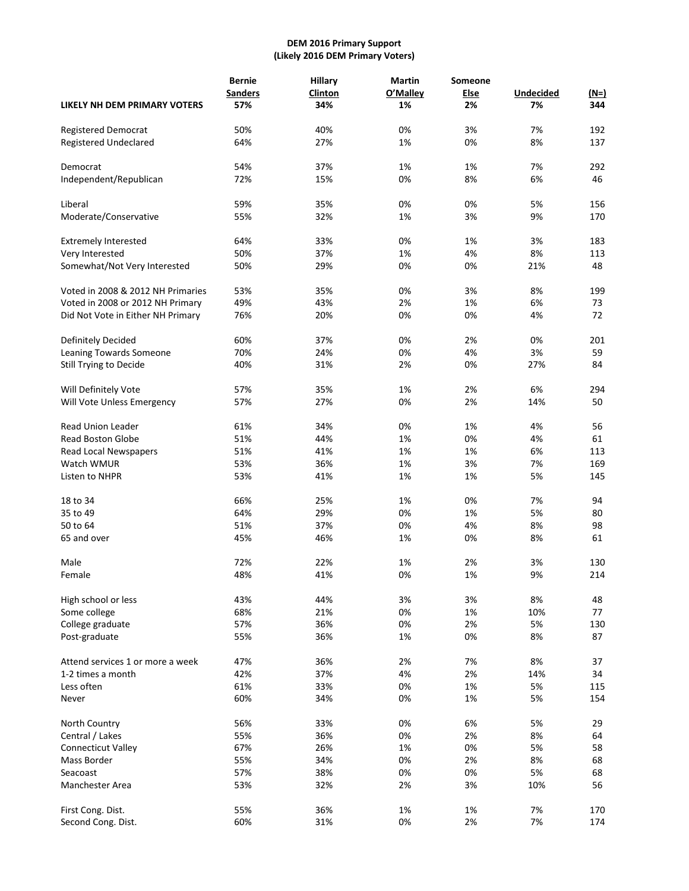**DEM 2016 Primary Support**
**(Likely 2016 DEM Primary Voters)**

| | Bernie Sanders | Hillary Clinton | Martin O'Malley | Someone Else | Undecided | (N=) |
|---|---|---|---|---|---|---|
| **LIKELY NH DEM PRIMARY VOTERS** | **57%** | **34%** | **1%** | **2%** | **7%** | **344** |
| Registered Democrat | 50% | 40% | 0% | 3% | 7% | 192 |
| Registered Undeclared | 64% | 27% | 1% | 0% | 8% | 137 |
| Democrat | 54% | 37% | 1% | 1% | 7% | 292 |
| Independent/Republican | 72% | 15% | 0% | 8% | 6% | 46 |
| Liberal | 59% | 35% | 0% | 0% | 5% | 156 |
| Moderate/Conservative | 55% | 32% | 1% | 3% | 9% | 170 |
| Extremely Interested | 64% | 33% | 0% | 1% | 3% | 183 |
| Very Interested | 50% | 37% | 1% | 4% | 8% | 113 |
| Somewhat/Not Very Interested | 50% | 29% | 0% | 0% | 21% | 48 |
| Voted in 2008 & 2012 NH Primaries | 53% | 35% | 0% | 3% | 8% | 199 |
| Voted in 2008 or 2012 NH Primary | 49% | 43% | 2% | 1% | 6% | 73 |
| Did Not Vote in Either NH Primary | 76% | 20% | 0% | 0% | 4% | 72 |
| Definitely Decided | 60% | 37% | 0% | 2% | 0% | 201 |
| Leaning Towards Someone | 70% | 24% | 0% | 4% | 3% | 59 |
| Still Trying to Decide | 40% | 31% | 2% | 0% | 27% | 84 |
| Will Definitely Vote | 57% | 35% | 1% | 2% | 6% | 294 |
| Will Vote Unless Emergency | 57% | 27% | 0% | 2% | 14% | 50 |
| Read Union Leader | 61% | 34% | 0% | 1% | 4% | 56 |
| Read Boston Globe | 51% | 44% | 1% | 0% | 4% | 61 |
| Read Local Newspapers | 51% | 41% | 1% | 1% | 6% | 113 |
| Watch WMUR | 53% | 36% | 1% | 3% | 7% | 169 |
| Listen to NHPR | 53% | 41% | 1% | 1% | 5% | 145 |
| 18 to 34 | 66% | 25% | 1% | 0% | 7% | 94 |
| 35 to 49 | 64% | 29% | 0% | 1% | 5% | 80 |
| 50 to 64 | 51% | 37% | 0% | 4% | 8% | 98 |
| 65 and over | 45% | 46% | 1% | 0% | 8% | 61 |
| Male | 72% | 22% | 1% | 2% | 3% | 130 |
| Female | 48% | 41% | 0% | 1% | 9% | 214 |
| High school or less | 43% | 44% | 3% | 3% | 8% | 48 |
| Some college | 68% | 21% | 0% | 1% | 10% | 77 |
| College graduate | 57% | 36% | 0% | 2% | 5% | 130 |
| Post-graduate | 55% | 36% | 1% | 0% | 8% | 87 |
| Attend services 1 or more a week | 47% | 36% | 2% | 7% | 8% | 37 |
| 1-2 times a month | 42% | 37% | 4% | 2% | 14% | 34 |
| Less often | 61% | 33% | 0% | 1% | 5% | 115 |
| Never | 60% | 34% | 0% | 1% | 5% | 154 |
| North Country | 56% | 33% | 0% | 6% | 5% | 29 |
| Central / Lakes | 55% | 36% | 0% | 2% | 8% | 64 |
| Connecticut Valley | 67% | 26% | 1% | 0% | 5% | 58 |
| Mass Border | 55% | 34% | 0% | 2% | 8% | 68 |
| Seacoast | 57% | 38% | 0% | 0% | 5% | 68 |
| Manchester Area | 53% | 32% | 2% | 3% | 10% | 56 |
| First Cong. Dist. | 55% | 36% | 1% | 1% | 7% | 170 |
| Second Cong. Dist. | 60% | 31% | 0% | 2% | 7% | 174 |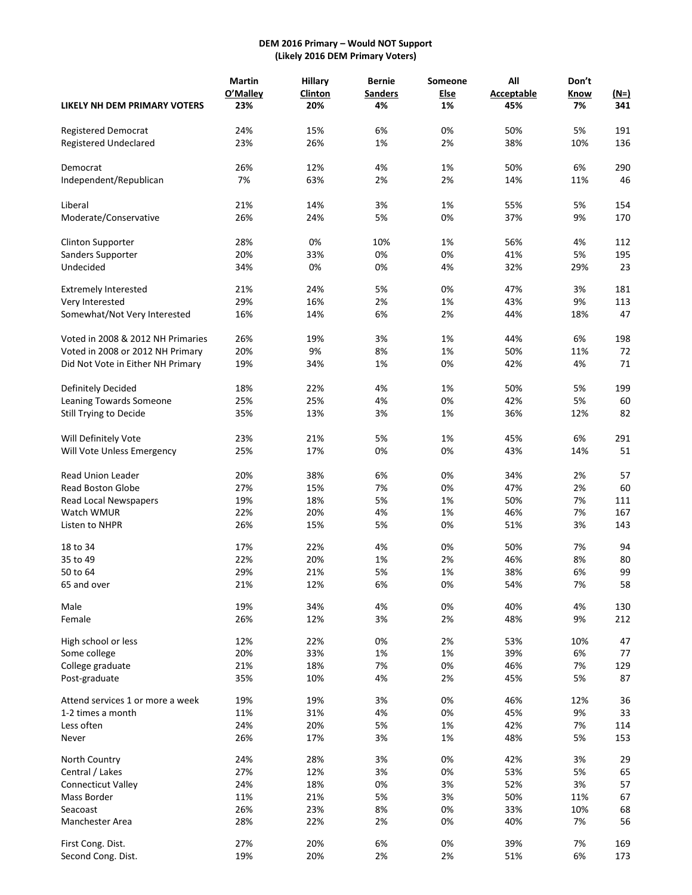**DEM 2016 Primary – Would NOT Support**
**(Likely 2016 DEM Primary Voters)**

| | Martin O'Malley | Hillary Clinton | Bernie Sanders | Someone Else | All Acceptable | Don't Know | (N=) |
|---|---|---|---|---|---|---|---|
| **LIKELY NH DEM PRIMARY VOTERS** | **23%** | **20%** | **4%** | **1%** | **45%** | **7%** | **341** |
| Registered Democrat | 24% | 15% | 6% | 0% | 50% | 5% | 191 |
| Registered Undeclared | 23% | 26% | 1% | 2% | 38% | 10% | 136 |
| Democrat | 26% | 12% | 4% | 1% | 50% | 6% | 290 |
| Independent/Republican | 7% | 63% | 2% | 2% | 14% | 11% | 46 |
| Liberal | 21% | 14% | 3% | 1% | 55% | 5% | 154 |
| Moderate/Conservative | 26% | 24% | 5% | 0% | 37% | 9% | 170 |
| Clinton Supporter | 28% | 0% | 10% | 1% | 56% | 4% | 112 |
| Sanders Supporter | 20% | 33% | 0% | 0% | 41% | 5% | 195 |
| Undecided | 34% | 0% | 0% | 4% | 32% | 29% | 23 |
| Extremely Interested | 21% | 24% | 5% | 0% | 47% | 3% | 181 |
| Very Interested | 29% | 16% | 2% | 1% | 43% | 9% | 113 |
| Somewhat/Not Very Interested | 16% | 14% | 6% | 2% | 44% | 18% | 47 |
| Voted in 2008 & 2012 NH Primaries | 26% | 19% | 3% | 1% | 44% | 6% | 198 |
| Voted in 2008 or 2012 NH Primary | 20% | 9% | 8% | 1% | 50% | 11% | 72 |
| Did Not Vote in Either NH Primary | 19% | 34% | 1% | 0% | 42% | 4% | 71 |
| Definitely Decided | 18% | 22% | 4% | 1% | 50% | 5% | 199 |
| Leaning Towards Someone | 25% | 25% | 4% | 0% | 42% | 5% | 60 |
| Still Trying to Decide | 35% | 13% | 3% | 1% | 36% | 12% | 82 |
| Will Definitely Vote | 23% | 21% | 5% | 1% | 45% | 6% | 291 |
| Will Vote Unless Emergency | 25% | 17% | 0% | 0% | 43% | 14% | 51 |
| Read Union Leader | 20% | 38% | 6% | 0% | 34% | 2% | 57 |
| Read Boston Globe | 27% | 15% | 7% | 0% | 47% | 2% | 60 |
| Read Local Newspapers | 19% | 18% | 5% | 1% | 50% | 7% | 111 |
| Watch WMUR | 22% | 20% | 4% | 1% | 46% | 7% | 167 |
| Listen to NHPR | 26% | 15% | 5% | 0% | 51% | 3% | 143 |
| 18 to 34 | 17% | 22% | 4% | 0% | 50% | 7% | 94 |
| 35 to 49 | 22% | 20% | 1% | 2% | 46% | 8% | 80 |
| 50 to 64 | 29% | 21% | 5% | 1% | 38% | 6% | 99 |
| 65 and over | 21% | 12% | 6% | 0% | 54% | 7% | 58 |
| Male | 19% | 34% | 4% | 0% | 40% | 4% | 130 |
| Female | 26% | 12% | 3% | 2% | 48% | 9% | 212 |
| High school or less | 12% | 22% | 0% | 2% | 53% | 10% | 47 |
| Some college | 20% | 33% | 1% | 1% | 39% | 6% | 77 |
| College graduate | 21% | 18% | 7% | 0% | 46% | 7% | 129 |
| Post-graduate | 35% | 10% | 4% | 2% | 45% | 5% | 87 |
| Attend services 1 or more a week | 19% | 19% | 3% | 0% | 46% | 12% | 36 |
| 1-2 times a month | 11% | 31% | 4% | 0% | 45% | 9% | 33 |
| Less often | 24% | 20% | 5% | 1% | 42% | 7% | 114 |
| Never | 26% | 17% | 3% | 1% | 48% | 5% | 153 |
| North Country | 24% | 28% | 3% | 0% | 42% | 3% | 29 |
| Central / Lakes | 27% | 12% | 3% | 0% | 53% | 5% | 65 |
| Connecticut Valley | 24% | 18% | 0% | 3% | 52% | 3% | 57 |
| Mass Border | 11% | 21% | 5% | 3% | 50% | 11% | 67 |
| Seacoast | 26% | 23% | 8% | 0% | 33% | 10% | 68 |
| Manchester Area | 28% | 22% | 2% | 0% | 40% | 7% | 56 |
| First Cong. Dist. | 27% | 20% | 6% | 0% | 39% | 7% | 169 |
| Second Cong. Dist. | 19% | 20% | 2% | 2% | 51% | 6% | 173 |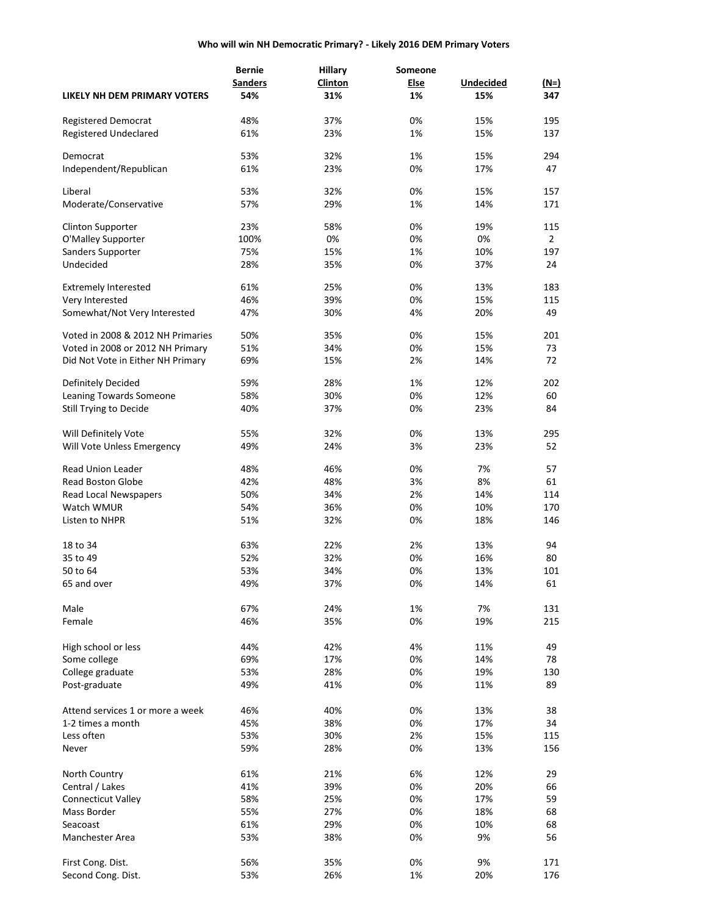**Who will win NH Democratic Primary? - Likely 2016 DEM Primary Voters**

| | Bernie Sanders | Hillary Clinton | Someone Else | Undecided | (N=) |
|---|---|---|---|---|---|
| **LIKELY NH DEM PRIMARY VOTERS** | **54%** | **31%** | **1%** | **15%** | **347** |
| Registered Democrat | 48% | 37% | 0% | 15% | 195 |
| Registered Undeclared | 61% | 23% | 1% | 15% | 137 |
| Democrat | 53% | 32% | 1% | 15% | 294 |
| Independent/Republican | 61% | 23% | 0% | 17% | 47 |
| Liberal | 53% | 32% | 0% | 15% | 157 |
| Moderate/Conservative | 57% | 29% | 1% | 14% | 171 |
| Clinton Supporter | 23% | 58% | 0% | 19% | 115 |
| O'Malley Supporter | 100% | 0% | 0% | 0% | 2 |
| Sanders Supporter | 75% | 15% | 1% | 10% | 197 |
| Undecided | 28% | 35% | 0% | 37% | 24 |
| Extremely Interested | 61% | 25% | 0% | 13% | 183 |
| Very Interested | 46% | 39% | 0% | 15% | 115 |
| Somewhat/Not Very Interested | 47% | 30% | 4% | 20% | 49 |
| Voted in 2008 & 2012 NH Primaries | 50% | 35% | 0% | 15% | 201 |
| Voted in 2008 or 2012 NH Primary | 51% | 34% | 0% | 15% | 73 |
| Did Not Vote in Either NH Primary | 69% | 15% | 2% | 14% | 72 |
| Definitely Decided | 59% | 28% | 1% | 12% | 202 |
| Leaning Towards Someone | 58% | 30% | 0% | 12% | 60 |
| Still Trying to Decide | 40% | 37% | 0% | 23% | 84 |
| Will Definitely Vote | 55% | 32% | 0% | 13% | 295 |
| Will Vote Unless Emergency | 49% | 24% | 3% | 23% | 52 |
| Read Union Leader | 48% | 46% | 0% | 7% | 57 |
| Read Boston Globe | 42% | 48% | 3% | 8% | 61 |
| Read Local Newspapers | 50% | 34% | 2% | 14% | 114 |
| Watch WMUR | 54% | 36% | 0% | 10% | 170 |
| Listen to NHPR | 51% | 32% | 0% | 18% | 146 |
| 18 to 34 | 63% | 22% | 2% | 13% | 94 |
| 35 to 49 | 52% | 32% | 0% | 16% | 80 |
| 50 to 64 | 53% | 34% | 0% | 13% | 101 |
| 65 and over | 49% | 37% | 0% | 14% | 61 |
| Male | 67% | 24% | 1% | 7% | 131 |
| Female | 46% | 35% | 0% | 19% | 215 |
| High school or less | 44% | 42% | 4% | 11% | 49 |
| Some college | 69% | 17% | 0% | 14% | 78 |
| College graduate | 53% | 28% | 0% | 19% | 130 |
| Post-graduate | 49% | 41% | 0% | 11% | 89 |
| Attend services 1 or more a week | 46% | 40% | 0% | 13% | 38 |
| 1-2 times a month | 45% | 38% | 0% | 17% | 34 |
| Less often | 53% | 30% | 2% | 15% | 115 |
| Never | 59% | 28% | 0% | 13% | 156 |
| North Country | 61% | 21% | 6% | 12% | 29 |
| Central / Lakes | 41% | 39% | 0% | 20% | 66 |
| Connecticut Valley | 58% | 25% | 0% | 17% | 59 |
| Mass Border | 55% | 27% | 0% | 18% | 68 |
| Seacoast | 61% | 29% | 0% | 10% | 68 |
| Manchester Area | 53% | 38% | 0% | 9% | 56 |
| First Cong. Dist. | 56% | 35% | 0% | 9% | 171 |
| Second Cong. Dist. | 53% | 26% | 1% | 20% | 176 |